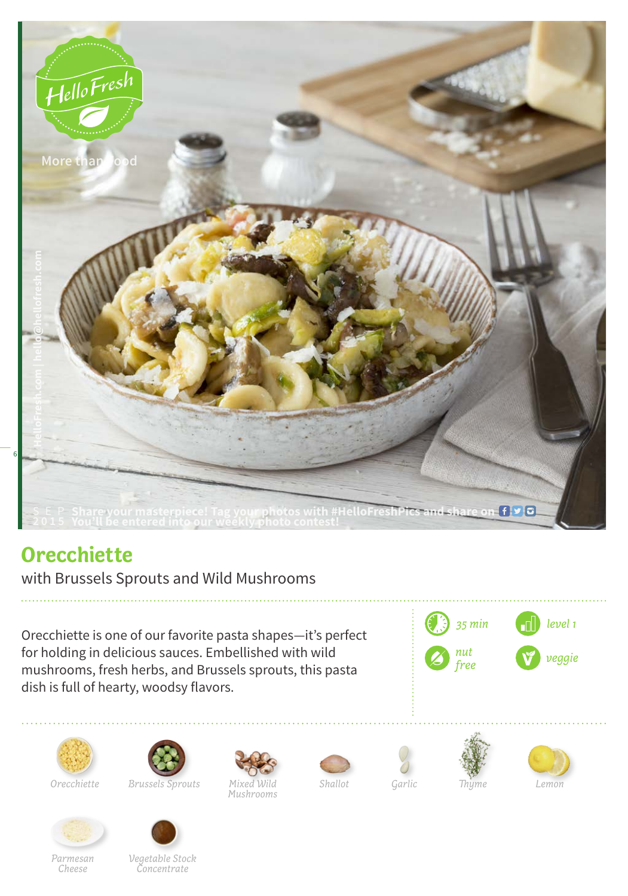# Orecchiette

with Brussels Sprouts and Wild Mushrooms

Orecchiette is one of our favorite pasta shapes—it's perfect for holding in delicious sauces. Embellished with wild mushrooms, fresh herbs, and Brussels sprouts, this pasta dish is full of hearty, woodsy flavors.

*35 min* | *level 1*

*nut free* | *veggie*

*Orecchiette*

*Brussels Sprouts*

*Mixed Wild Mushrooms*

*Shallot*

*Garlic*

*Thyme*

*Lemon*

*Parmesan Cheese*

*Vegetable Stock Concentrate*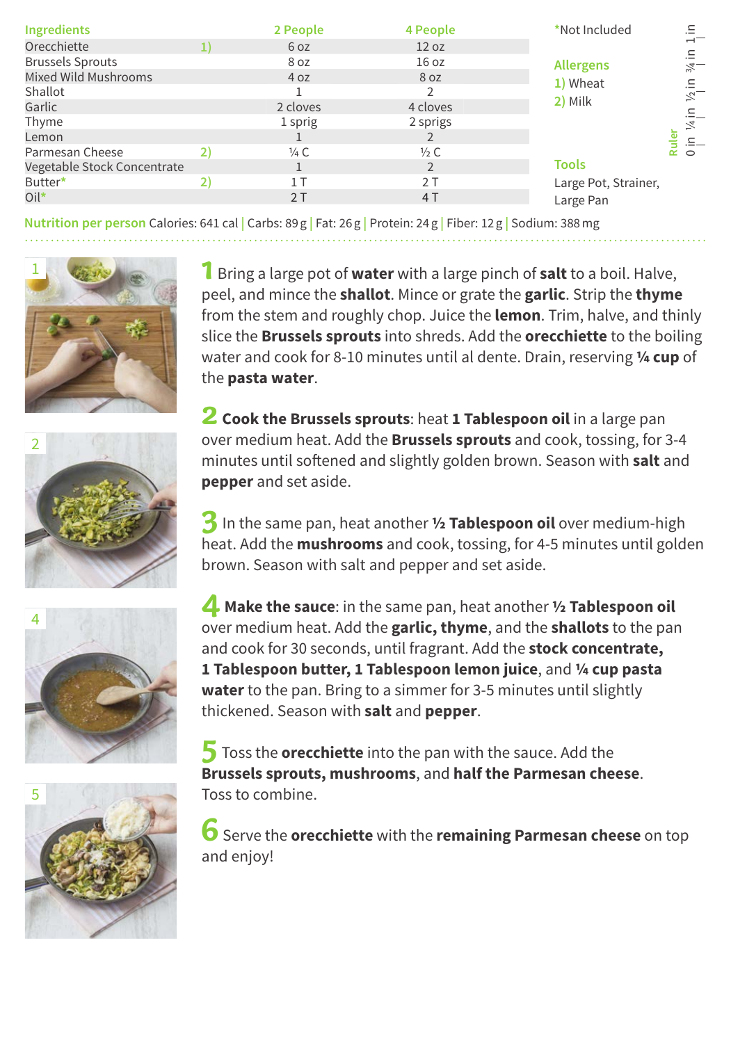| Ingredients | | 2 People | 4 People |
|---|---|---|---|
| Orecchiette | 1) | 6 oz | 12 oz |
| Brussels Sprouts | | 8 oz | 16 oz |
| Mixed Wild Mushrooms | | 4 oz | 8 oz |
| Shallot | | 1 | 2 |
| Garlic | | 2 cloves | 4 cloves |
| Thyme | | 1 sprig | 2 sprigs |
| Lemon | | 1 | 2 |
| Parmesan Cheese | 2) | ¼ C | ½ C |
| Vegetable Stock Concentrate | | 1 | 2 |
| Butter* | 2) | 1 T | 2 T |
| Oil* | | 2 T | 4 T |

*Not Included

**Allergens**
1) Wheat
2) Milk

**Tools**
Large Pot, Strainer, Large Pan

Ruler: 0 in, ¼ in, ½ in, ¾ in, 1 in

**Nutrition per person** Calories: 641 cal | Carbs: 89 g | Fat: 26 g | Protein: 24 g | Fiber: 12 g | Sodium: 388 mg

**1** Bring a large pot of **water** with a large pinch of **salt** to a boil. Halve, peel, and mince the **shallot**. Mince or grate the **garlic**. Strip the **thyme** from the stem and roughly chop. Juice the **lemon**. Trim, halve, and thinly slice the **Brussels sprouts** into shreds. Add the **orecchiette** to the boiling water and cook for 8-10 minutes until al dente. Drain, reserving **¼ cup** of the **pasta water**.

**2** **Cook the Brussels sprouts**: heat **1 Tablespoon oil** in a large pan over medium heat. Add the **Brussels sprouts** and cook, tossing, for 3-4 minutes until softened and slightly golden brown. Season with **salt** and **pepper** and set aside.

**3** In the same pan, heat another **½ Tablespoon oil** over medium-high heat. Add the **mushrooms** and cook, tossing, for 4-5 minutes until golden brown. Season with salt and pepper and set aside.

**4** **Make the sauce**: in the same pan, heat another **½ Tablespoon oil** over medium heat. Add the **garlic, thyme**, and the **shallots** to the pan and cook for 30 seconds, until fragrant. Add the **stock concentrate, 1 Tablespoon butter, 1 Tablespoon lemon juice**, and **¼ cup pasta water** to the pan. Bring to a simmer for 3-5 minutes until slightly thickened. Season with **salt** and **pepper**.

**5** Toss the **orecchiette** into the pan with the sauce. Add the **Brussels sprouts, mushrooms**, and **half the Parmesan cheese**. Toss to combine.

**6** Serve the **orecchiette** with the **remaining Parmesan cheese** on top and enjoy!